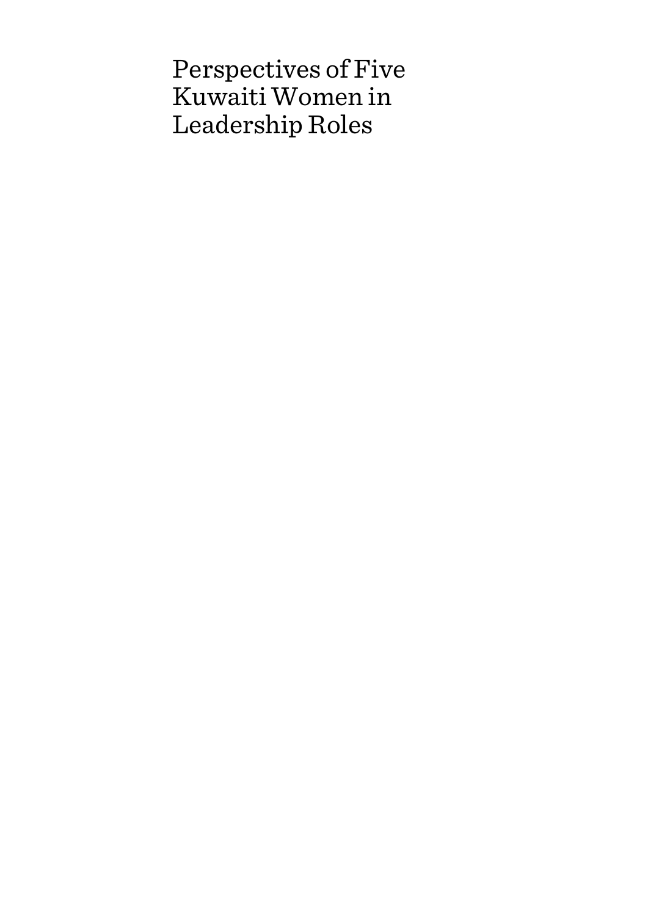# Perspectives of Five Kuwaiti Women in Leadership Roles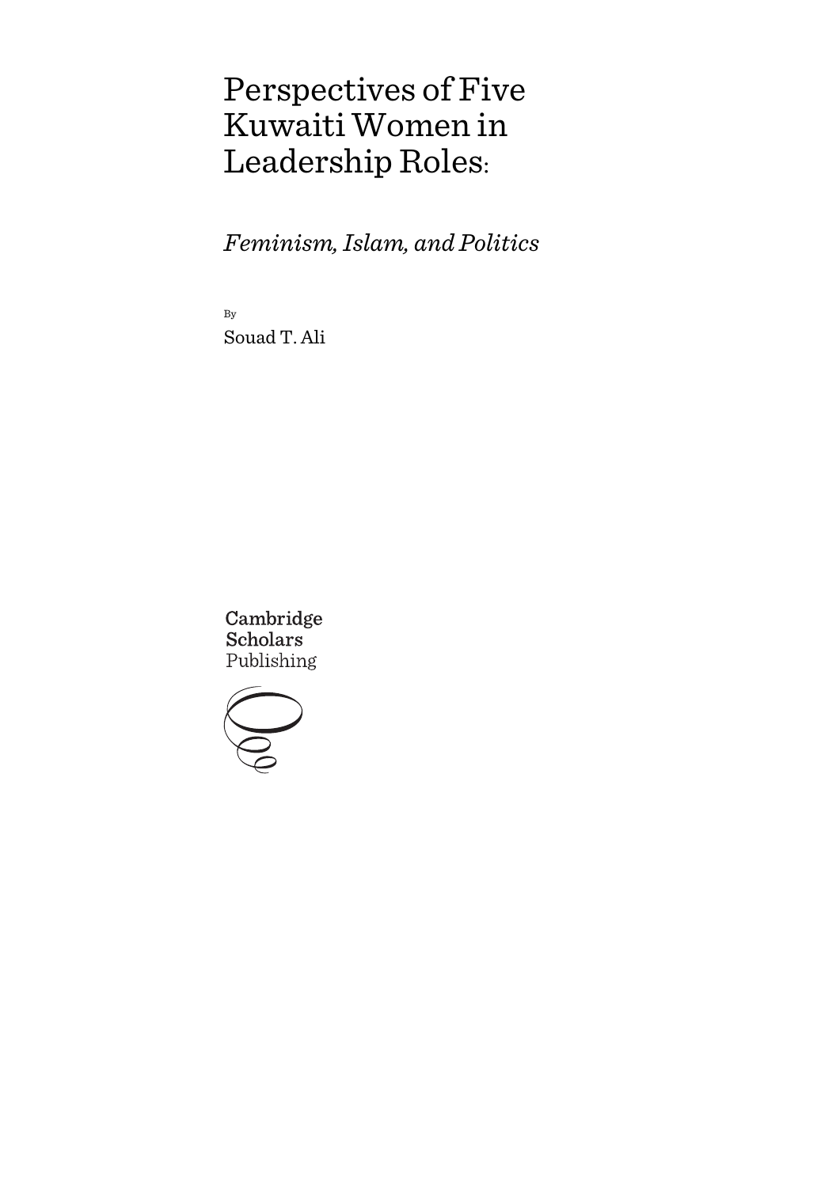# Perspectives of Five Kuwaiti Women in Leadership Roles:

## *Feminism, Islam, and Politics*

By

Souad T. Ali

Cambridge Scholars Publishing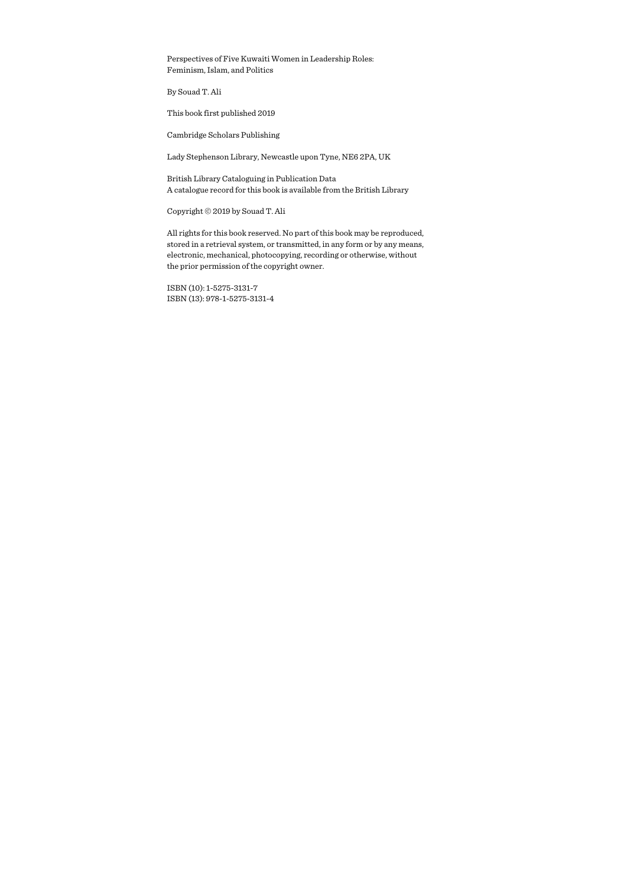Perspectives of Five Kuwaiti Women in Leadership Roles:
Feminism, Islam, and Politics

By Souad T. Ali

This book first published 2019

Cambridge Scholars Publishing

Lady Stephenson Library, Newcastle upon Tyne, NE6 2PA, UK

British Library Cataloguing in Publication Data
A catalogue record for this book is available from the British Library

Copyright © 2019 by Souad T. Ali

All rights for this book reserved. No part of this book may be reproduced, stored in a retrieval system, or transmitted, in any form or by any means, electronic, mechanical, photocopying, recording or otherwise, without the prior permission of the copyright owner.

ISBN (10): 1-5275-3131-7
ISBN (13): 978-1-5275-3131-4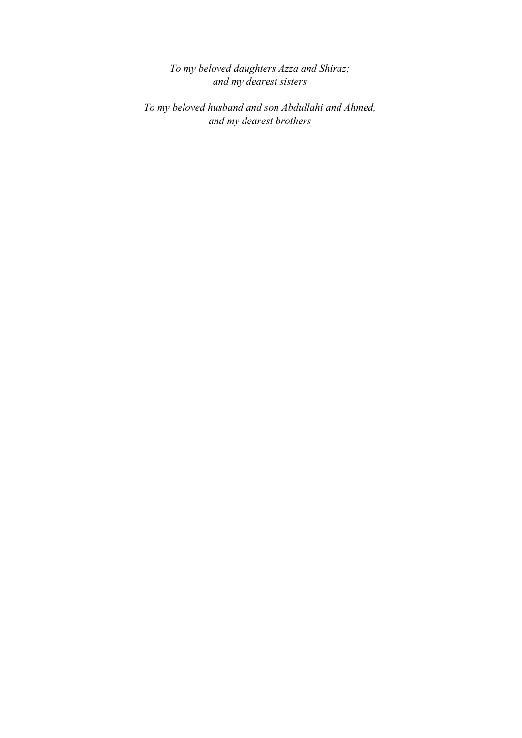*To my beloved daughters Azza and Shiraz;*
*and my dearest sisters*

*To my beloved husband and son Abdullahi and Ahmed,*
*and my dearest brothers*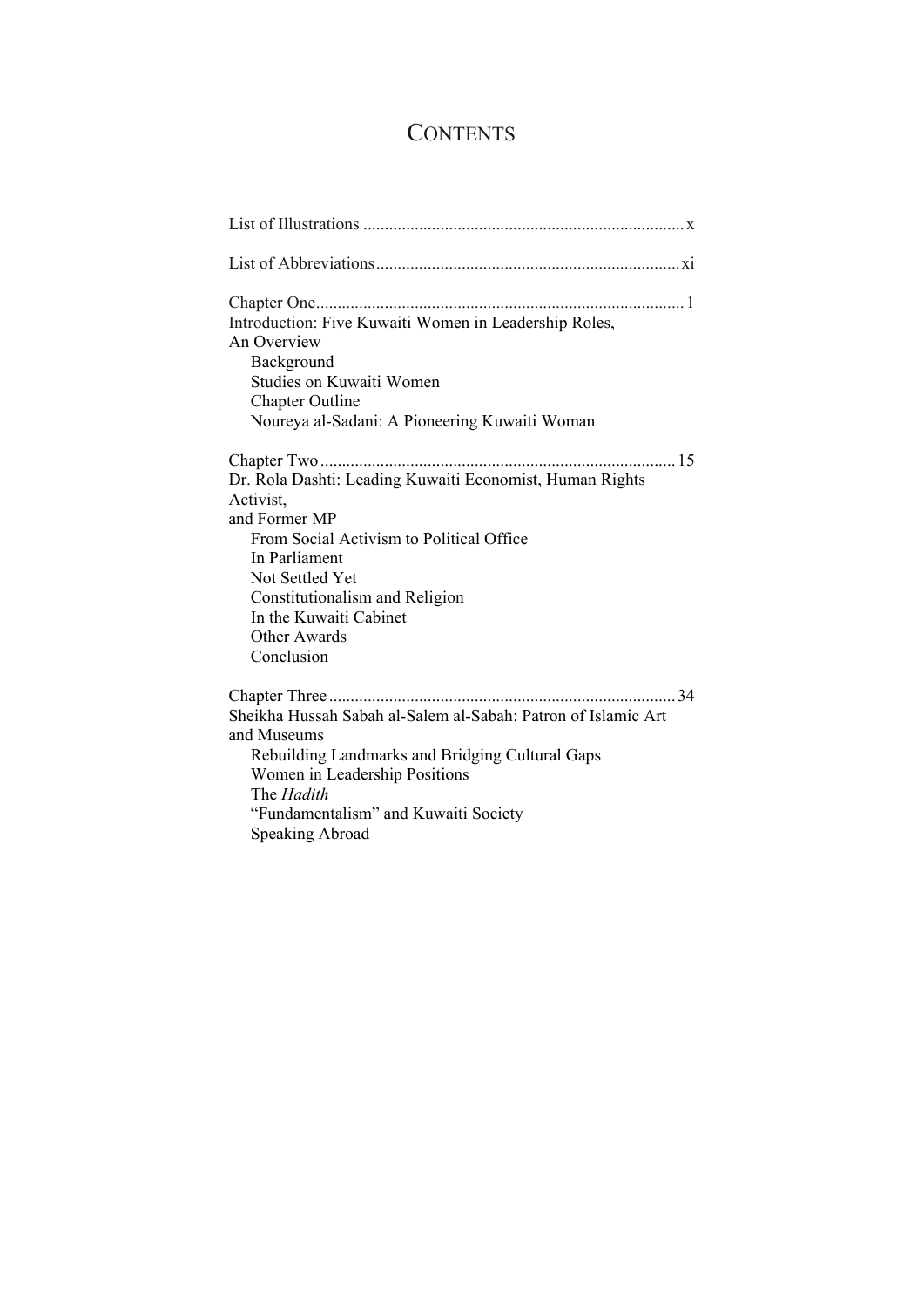# CONTENTS

List of Illustrations ........................................................................... x

List of Abbreviations ........................................................................ xi

Chapter One ........................................................................................ 1
Introduction: Five Kuwaiti Women in Leadership Roles,
An Overview
    Background
    Studies on Kuwaiti Women
    Chapter Outline
    Noureya al-Sadani: A Pioneering Kuwaiti Woman

Chapter Two ...................................................................................... 15
Dr. Rola Dashti: Leading Kuwaiti Economist, Human Rights
Activist,
and Former MP
    From Social Activism to Political Office
    In Parliament
    Not Settled Yet
    Constitutionalism and Religion
    In the Kuwaiti Cabinet
    Other Awards
    Conclusion

Chapter Three .................................................................................... 34
Sheikha Hussah Sabah al-Salem al-Sabah: Patron of Islamic Art
and Museums
    Rebuilding Landmarks and Bridging Cultural Gaps
    Women in Leadership Positions
    The *Hadith*
    "Fundamentalism" and Kuwaiti Society
    Speaking Abroad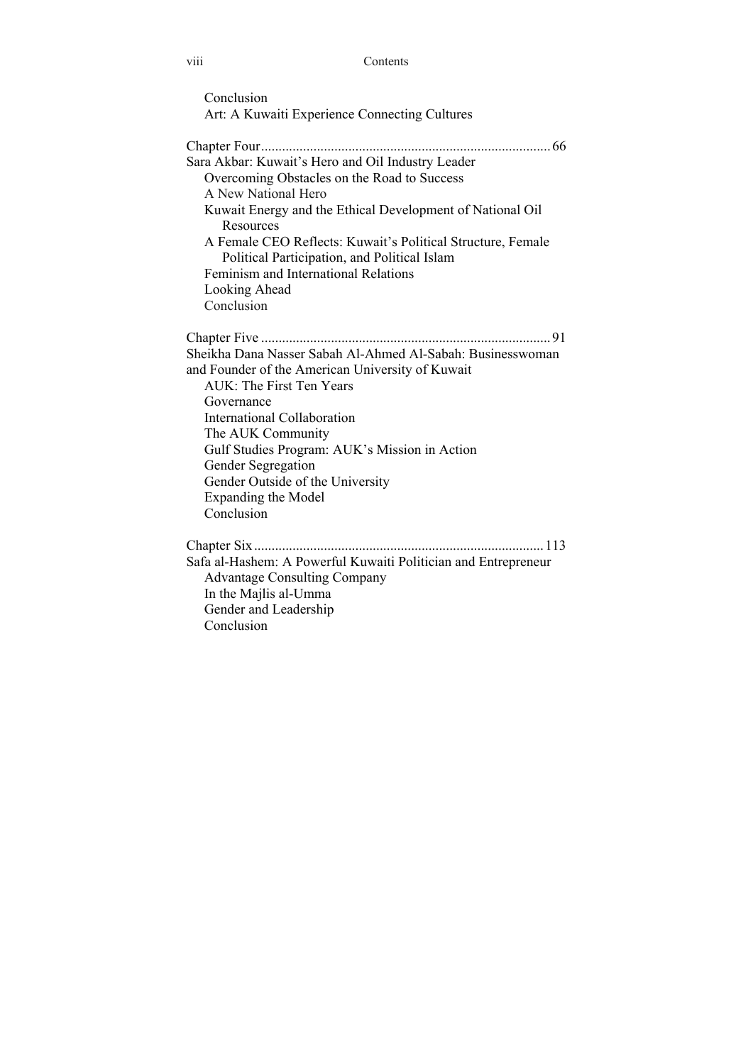Conclusion
Art: A Kuwaiti Experience Connecting Cultures

Chapter Four .................................................................................. 66
Sara Akbar: Kuwait's Hero and Oil Industry Leader
Overcoming Obstacles on the Road to Success
A New National Hero
Kuwait Energy and the Ethical Development of National Oil Resources
A Female CEO Reflects: Kuwait's Political Structure, Female Political Participation, and Political Islam
Feminism and International Relations
Looking Ahead
Conclusion

Chapter Five .................................................................................. 91
Sheikha Dana Nasser Sabah Al-Ahmed Al-Sabah: Businesswoman and Founder of the American University of Kuwait
AUK: The First Ten Years
Governance
International Collaboration
The AUK Community
Gulf Studies Program: AUK's Mission in Action
Gender Segregation
Gender Outside of the University
Expanding the Model
Conclusion

Chapter Six .................................................................................. 113
Safa al-Hashem: A Powerful Kuwaiti Politician and Entrepreneur
Advantage Consulting Company
In the Majlis al-Umma
Gender and Leadership
Conclusion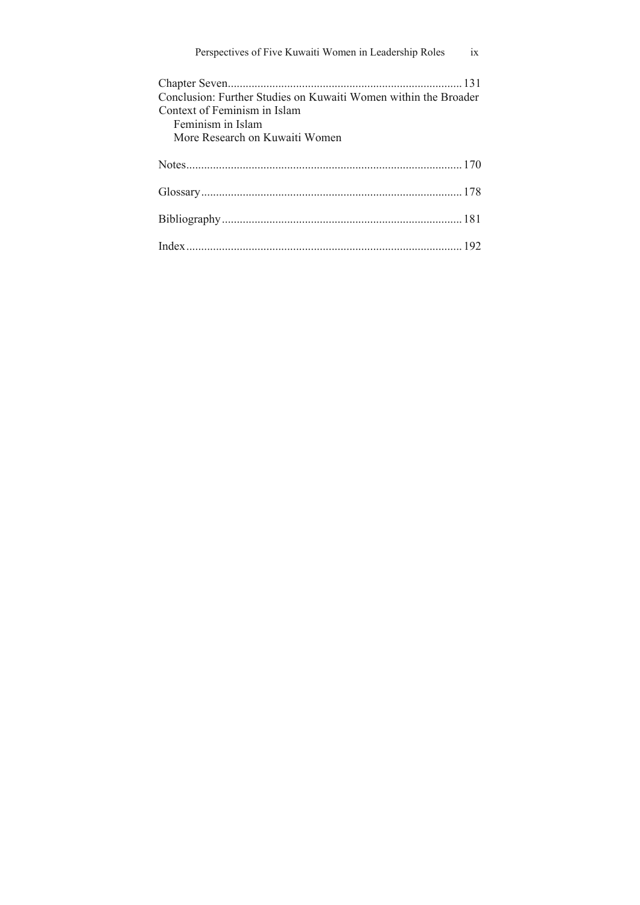Chapter Seven............................................................................ 131
Conclusion: Further Studies on Kuwaiti Women within the Broader Context of Feminism in Islam
  Feminism in Islam
  More Research on Kuwaiti Women

Notes.......................................................................................... 170

Glossary..................................................................................... 178

Bibliography.............................................................................. 181

Index.......................................................................................... 192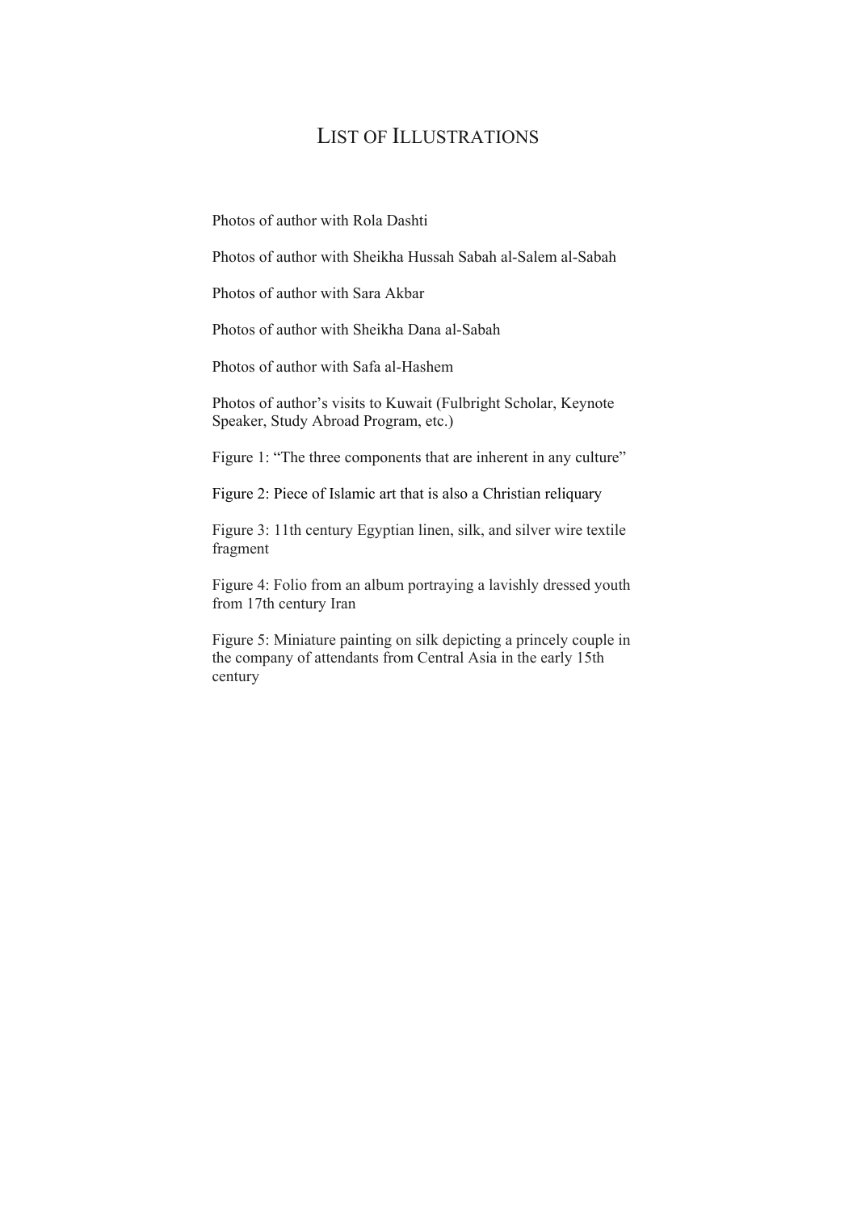# List of Illustrations

Photos of author with Rola Dashti

Photos of author with Sheikha Hussah Sabah al-Salem al-Sabah

Photos of author with Sara Akbar

Photos of author with Sheikha Dana al-Sabah

Photos of author with Safa al-Hashem

Photos of author's visits to Kuwait (Fulbright Scholar, Keynote Speaker, Study Abroad Program, etc.)

Figure 1: "The three components that are inherent in any culture"

Figure 2: Piece of Islamic art that is also a Christian reliquary

Figure 3: 11th century Egyptian linen, silk, and silver wire textile fragment

Figure 4: Folio from an album portraying a lavishly dressed youth from 17th century Iran

Figure 5: Miniature painting on silk depicting a princely couple in the company of attendants from Central Asia in the early 15th century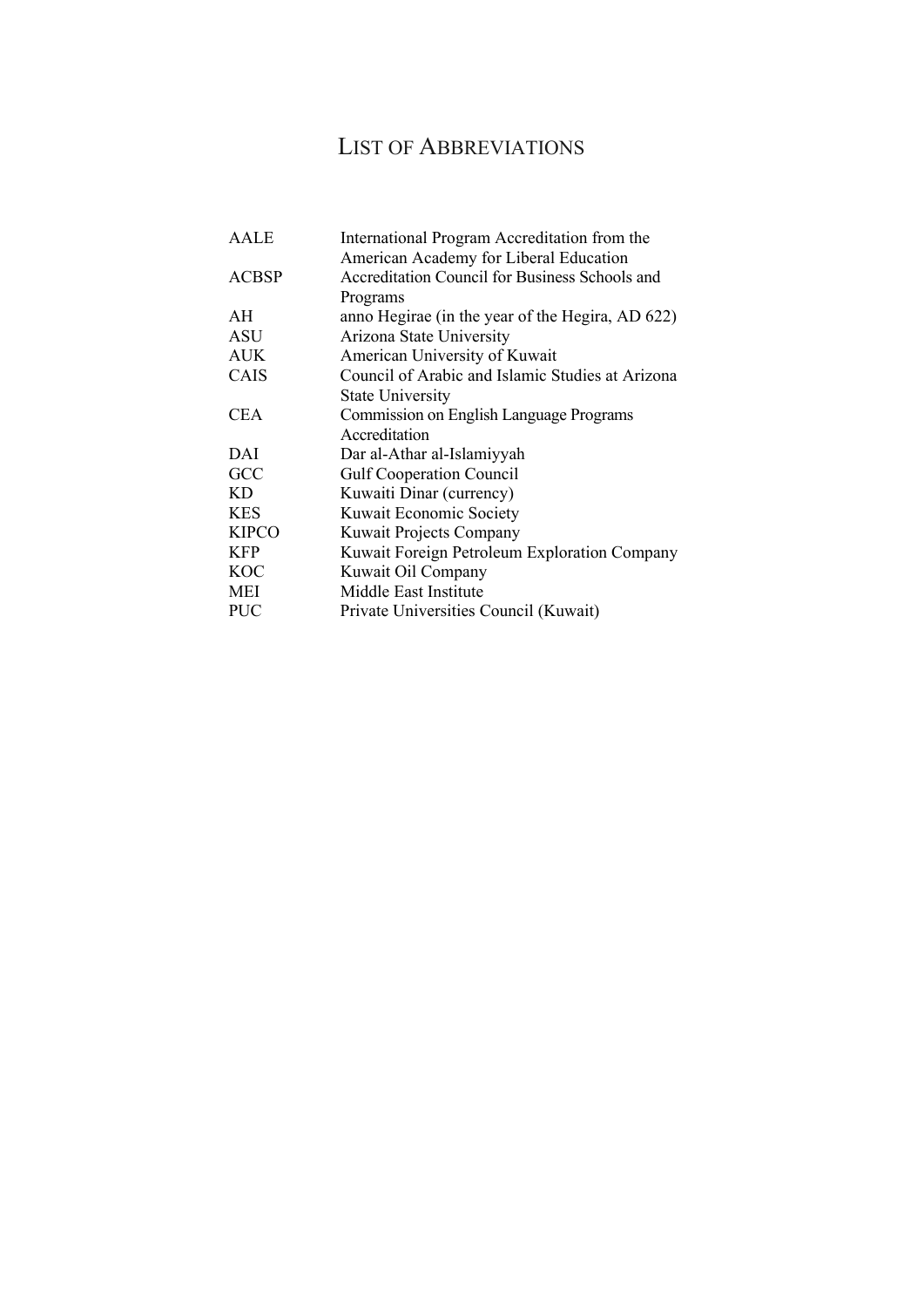# List of Abbreviations

| | |
|---|---|
| AALE | International Program Accreditation from the American Academy for Liberal Education |
| ACBSP | Accreditation Council for Business Schools and Programs |
| AH | anno Hegirae (in the year of the Hegira, AD 622) |
| ASU | Arizona State University |
| AUK | American University of Kuwait |
| CAIS | Council of Arabic and Islamic Studies at Arizona State University |
| CEA | Commission on English Language Programs Accreditation |
| DAI | Dar al-Athar al-Islamiyyah |
| GCC | Gulf Cooperation Council |
| KD | Kuwaiti Dinar (currency) |
| KES | Kuwait Economic Society |
| KIPCO | Kuwait Projects Company |
| KFP | Kuwait Foreign Petroleum Exploration Company |
| KOC | Kuwait Oil Company |
| MEI | Middle East Institute |
| PUC | Private Universities Council (Kuwait) |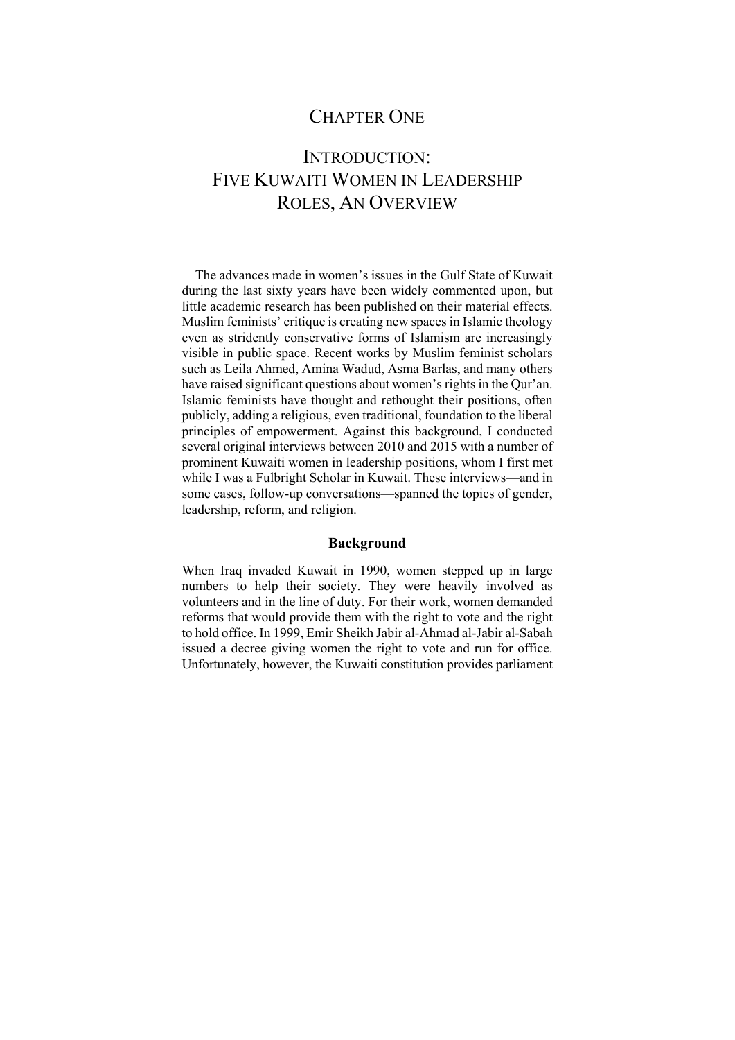# CHAPTER ONE

# INTRODUCTION: FIVE KUWAITI WOMEN IN LEADERSHIP ROLES, AN OVERVIEW

The advances made in women's issues in the Gulf State of Kuwait during the last sixty years have been widely commented upon, but little academic research has been published on their material effects. Muslim feminists' critique is creating new spaces in Islamic theology even as stridently conservative forms of Islamism are increasingly visible in public space. Recent works by Muslim feminist scholars such as Leila Ahmed, Amina Wadud, Asma Barlas, and many others have raised significant questions about women's rights in the Qur'an. Islamic feminists have thought and rethought their positions, often publicly, adding a religious, even traditional, foundation to the liberal principles of empowerment. Against this background, I conducted several original interviews between 2010 and 2015 with a number of prominent Kuwaiti women in leadership positions, whom I first met while I was a Fulbright Scholar in Kuwait. These interviews—and in some cases, follow-up conversations—spanned the topics of gender, leadership, reform, and religion.

## Background

When Iraq invaded Kuwait in 1990, women stepped up in large numbers to help their society. They were heavily involved as volunteers and in the line of duty. For their work, women demanded reforms that would provide them with the right to vote and the right to hold office. In 1999, Emir Sheikh Jabir al-Ahmad al-Jabir al-Sabah issued a decree giving women the right to vote and run for office. Unfortunately, however, the Kuwaiti constitution provides parliament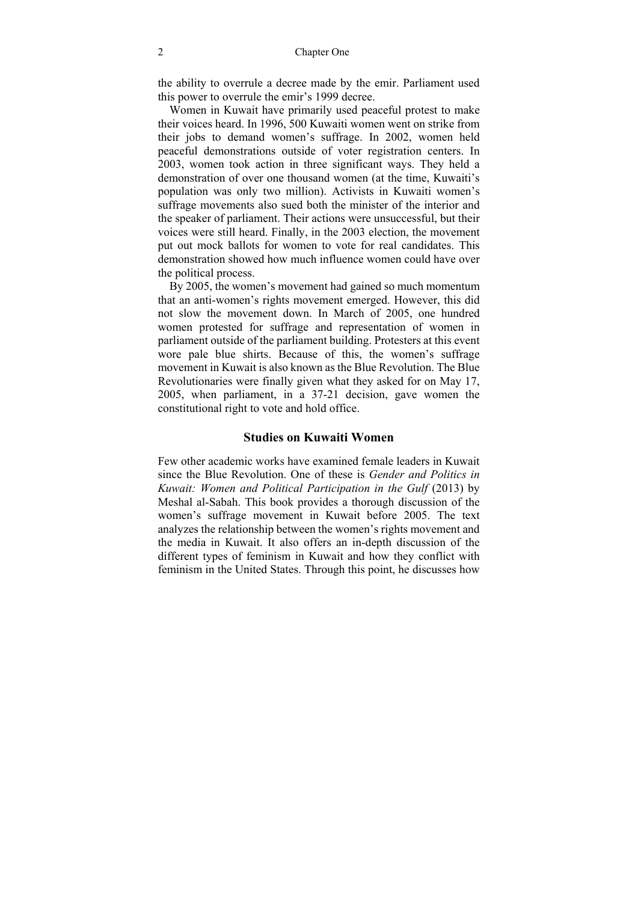the ability to overrule a decree made by the emir. Parliament used this power to overrule the emir's 1999 decree.

Women in Kuwait have primarily used peaceful protest to make their voices heard. In 1996, 500 Kuwaiti women went on strike from their jobs to demand women's suffrage. In 2002, women held peaceful demonstrations outside of voter registration centers. In 2003, women took action in three significant ways. They held a demonstration of over one thousand women (at the time, Kuwaiti's population was only two million). Activists in Kuwaiti women's suffrage movements also sued both the minister of the interior and the speaker of parliament. Their actions were unsuccessful, but their voices were still heard. Finally, in the 2003 election, the movement put out mock ballots for women to vote for real candidates. This demonstration showed how much influence women could have over the political process.

By 2005, the women's movement had gained so much momentum that an anti-women's rights movement emerged. However, this did not slow the movement down. In March of 2005, one hundred women protested for suffrage and representation of women in parliament outside of the parliament building. Protesters at this event wore pale blue shirts. Because of this, the women's suffrage movement in Kuwait is also known as the Blue Revolution. The Blue Revolutionaries were finally given what they asked for on May 17, 2005, when parliament, in a 37-21 decision, gave women the constitutional right to vote and hold office.

## Studies on Kuwaiti Women

Few other academic works have examined female leaders in Kuwait since the Blue Revolution. One of these is *Gender and Politics in Kuwait: Women and Political Participation in the Gulf* (2013) by Meshal al-Sabah. This book provides a thorough discussion of the women's suffrage movement in Kuwait before 2005. The text analyzes the relationship between the women's rights movement and the media in Kuwait. It also offers an in-depth discussion of the different types of feminism in Kuwait and how they conflict with feminism in the United States. Through this point, he discusses how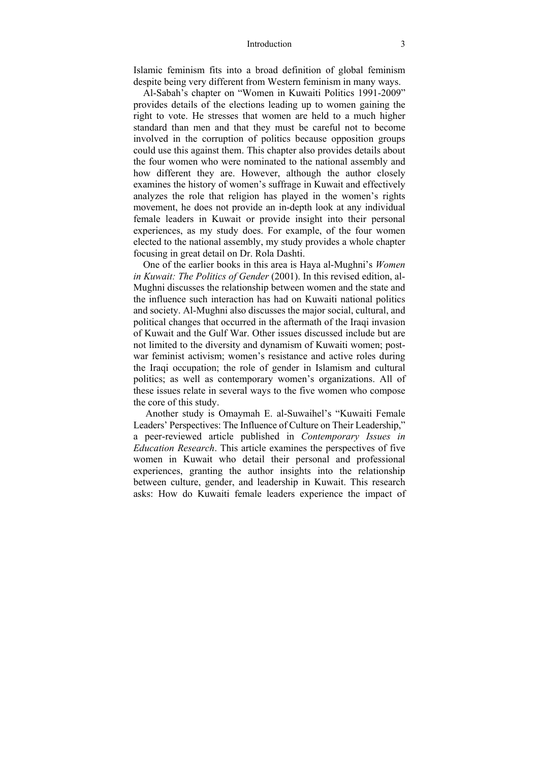Islamic feminism fits into a broad definition of global feminism despite being very different from Western feminism in many ways.

Al-Sabah's chapter on "Women in Kuwaiti Politics 1991-2009" provides details of the elections leading up to women gaining the right to vote. He stresses that women are held to a much higher standard than men and that they must be careful not to become involved in the corruption of politics because opposition groups could use this against them. This chapter also provides details about the four women who were nominated to the national assembly and how different they are. However, although the author closely examines the history of women's suffrage in Kuwait and effectively analyzes the role that religion has played in the women's rights movement, he does not provide an in-depth look at any individual female leaders in Kuwait or provide insight into their personal experiences, as my study does. For example, of the four women elected to the national assembly, my study provides a whole chapter focusing in great detail on Dr. Rola Dashti.

One of the earlier books in this area is Haya al-Mughni's *Women in Kuwait: The Politics of Gender* (2001). In this revised edition, al-Mughni discusses the relationship between women and the state and the influence such interaction has had on Kuwaiti national politics and society. Al-Mughni also discusses the major social, cultural, and political changes that occurred in the aftermath of the Iraqi invasion of Kuwait and the Gulf War. Other issues discussed include but are not limited to the diversity and dynamism of Kuwaiti women; post-war feminist activism; women's resistance and active roles during the Iraqi occupation; the role of gender in Islamism and cultural politics; as well as contemporary women's organizations. All of these issues relate in several ways to the five women who compose the core of this study.

Another study is Omaymah E. al-Suwaihel's "Kuwaiti Female Leaders' Perspectives: The Influence of Culture on Their Leadership," a peer-reviewed article published in *Contemporary Issues in Education Research*. This article examines the perspectives of five women in Kuwait who detail their personal and professional experiences, granting the author insights into the relationship between culture, gender, and leadership in Kuwait. This research asks: How do Kuwaiti female leaders experience the impact of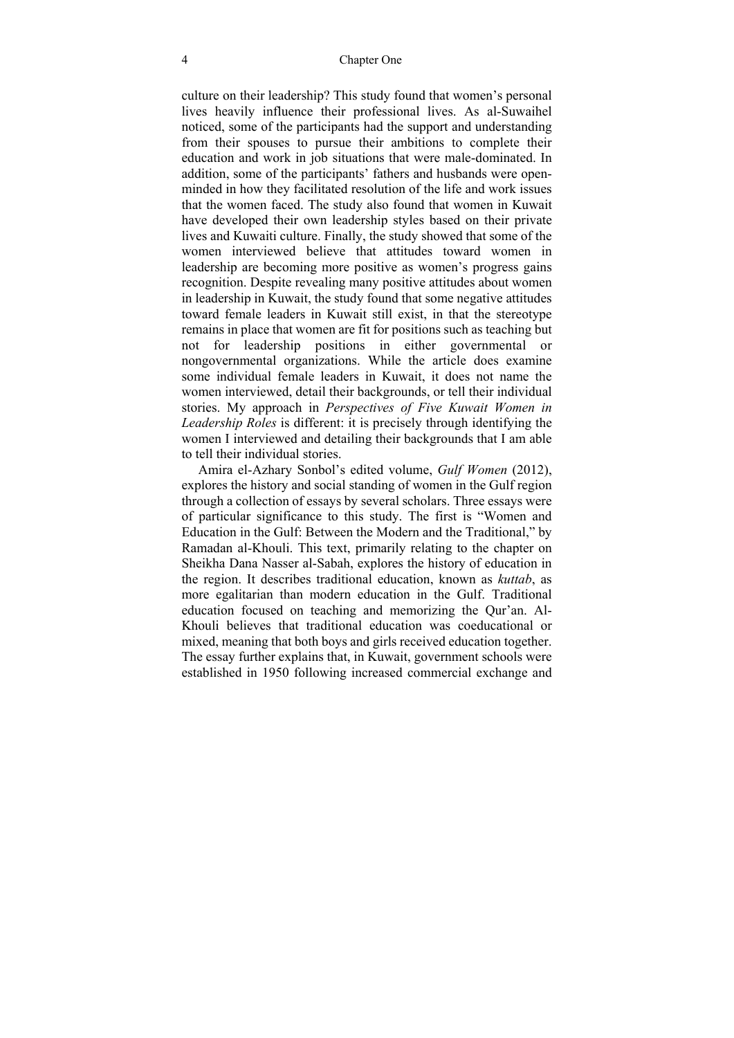culture on their leadership? This study found that women's personal lives heavily influence their professional lives. As al-Suwaihel noticed, some of the participants had the support and understanding from their spouses to pursue their ambitions to complete their education and work in job situations that were male-dominated. In addition, some of the participants' fathers and husbands were open-minded in how they facilitated resolution of the life and work issues that the women faced. The study also found that women in Kuwait have developed their own leadership styles based on their private lives and Kuwaiti culture. Finally, the study showed that some of the women interviewed believe that attitudes toward women in leadership are becoming more positive as women's progress gains recognition. Despite revealing many positive attitudes about women in leadership in Kuwait, the study found that some negative attitudes toward female leaders in Kuwait still exist, in that the stereotype remains in place that women are fit for positions such as teaching but not for leadership positions in either governmental or nongovernmental organizations. While the article does examine some individual female leaders in Kuwait, it does not name the women interviewed, detail their backgrounds, or tell their individual stories. My approach in *Perspectives of Five Kuwait Women in Leadership Roles* is different: it is precisely through identifying the women I interviewed and detailing their backgrounds that I am able to tell their individual stories.

Amira el-Azhary Sonbol's edited volume, *Gulf Women* (2012), explores the history and social standing of women in the Gulf region through a collection of essays by several scholars. Three essays were of particular significance to this study. The first is "Women and Education in the Gulf: Between the Modern and the Traditional," by Ramadan al-Khouli. This text, primarily relating to the chapter on Sheikha Dana Nasser al-Sabah, explores the history of education in the region. It describes traditional education, known as *kuttab*, as more egalitarian than modern education in the Gulf. Traditional education focused on teaching and memorizing the Qur'an. Al-Khouli believes that traditional education was coeducational or mixed, meaning that both boys and girls received education together. The essay further explains that, in Kuwait, government schools were established in 1950 following increased commercial exchange and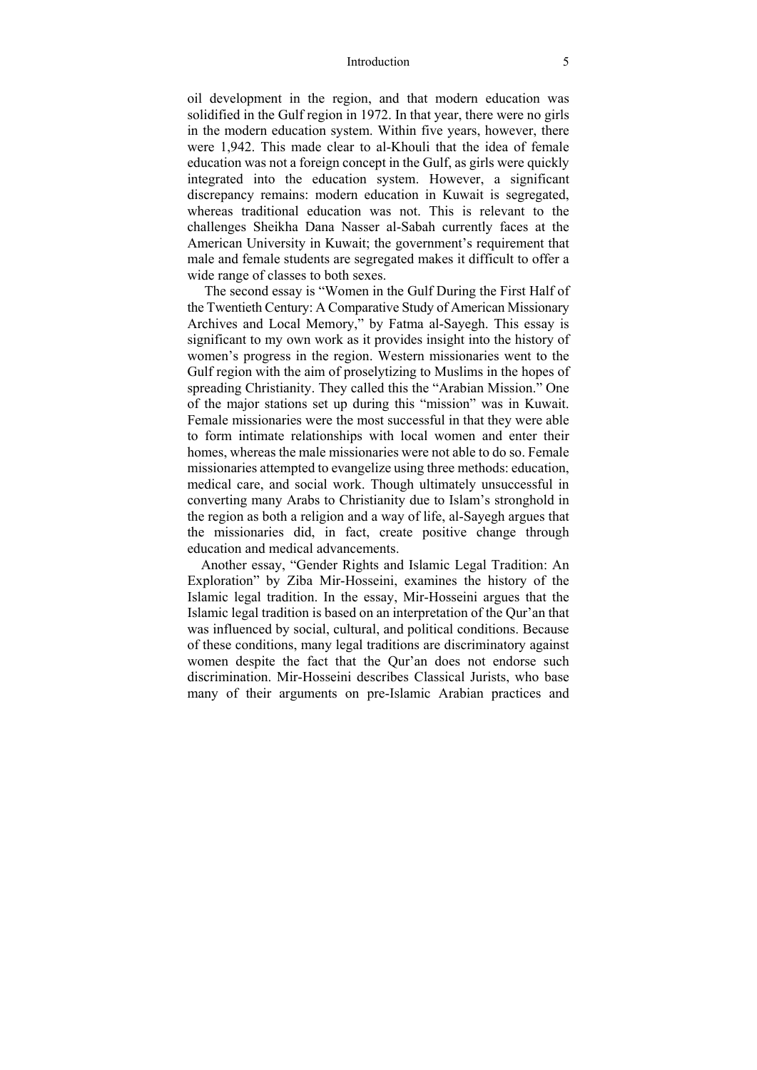oil development in the region, and that modern education was solidified in the Gulf region in 1972. In that year, there were no girls in the modern education system. Within five years, however, there were 1,942. This made clear to al-Khouli that the idea of female education was not a foreign concept in the Gulf, as girls were quickly integrated into the education system. However, a significant discrepancy remains: modern education in Kuwait is segregated, whereas traditional education was not. This is relevant to the challenges Sheikha Dana Nasser al-Sabah currently faces at the American University in Kuwait; the government's requirement that male and female students are segregated makes it difficult to offer a wide range of classes to both sexes.

The second essay is "Women in the Gulf During the First Half of the Twentieth Century: A Comparative Study of American Missionary Archives and Local Memory," by Fatma al-Sayegh. This essay is significant to my own work as it provides insight into the history of women's progress in the region. Western missionaries went to the Gulf region with the aim of proselytizing to Muslims in the hopes of spreading Christianity. They called this the "Arabian Mission." One of the major stations set up during this "mission" was in Kuwait. Female missionaries were the most successful in that they were able to form intimate relationships with local women and enter their homes, whereas the male missionaries were not able to do so. Female missionaries attempted to evangelize using three methods: education, medical care, and social work. Though ultimately unsuccessful in converting many Arabs to Christianity due to Islam's stronghold in the region as both a religion and a way of life, al-Sayegh argues that the missionaries did, in fact, create positive change through education and medical advancements.

Another essay, "Gender Rights and Islamic Legal Tradition: An Exploration" by Ziba Mir-Hosseini, examines the history of the Islamic legal tradition. In the essay, Mir-Hosseini argues that the Islamic legal tradition is based on an interpretation of the Qur'an that was influenced by social, cultural, and political conditions. Because of these conditions, many legal traditions are discriminatory against women despite the fact that the Qur'an does not endorse such discrimination. Mir-Hosseini describes Classical Jurists, who base many of their arguments on pre-Islamic Arabian practices and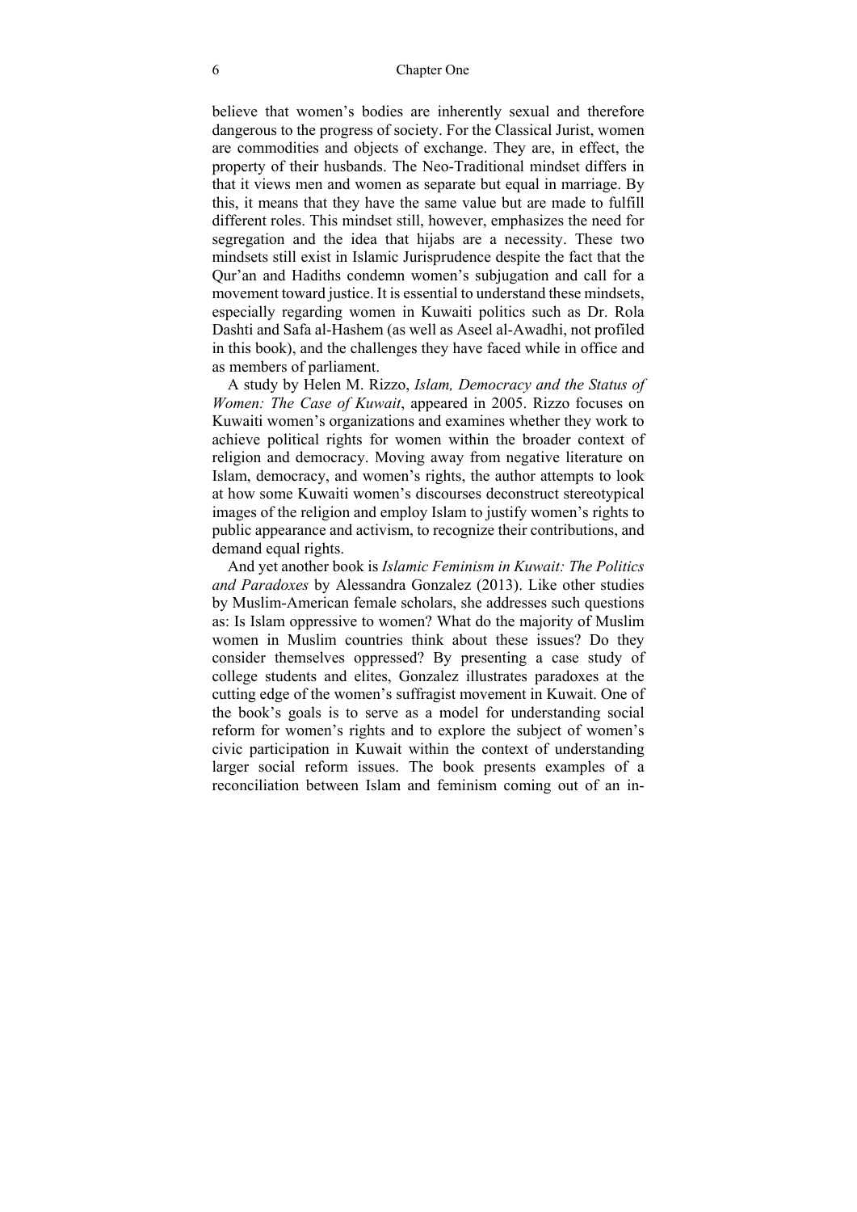believe that women's bodies are inherently sexual and therefore dangerous to the progress of society. For the Classical Jurist, women are commodities and objects of exchange. They are, in effect, the property of their husbands. The Neo-Traditional mindset differs in that it views men and women as separate but equal in marriage. By this, it means that they have the same value but are made to fulfill different roles. This mindset still, however, emphasizes the need for segregation and the idea that hijabs are a necessity. These two mindsets still exist in Islamic Jurisprudence despite the fact that the Qur'an and Hadiths condemn women's subjugation and call for a movement toward justice. It is essential to understand these mindsets, especially regarding women in Kuwaiti politics such as Dr. Rola Dashti and Safa al-Hashem (as well as Aseel al-Awadhi, not profiled in this book), and the challenges they have faced while in office and as members of parliament.

A study by Helen M. Rizzo, *Islam, Democracy and the Status of Women: The Case of Kuwait*, appeared in 2005. Rizzo focuses on Kuwaiti women's organizations and examines whether they work to achieve political rights for women within the broader context of religion and democracy. Moving away from negative literature on Islam, democracy, and women's rights, the author attempts to look at how some Kuwaiti women's discourses deconstruct stereotypical images of the religion and employ Islam to justify women's rights to public appearance and activism, to recognize their contributions, and demand equal rights.

And yet another book is *Islamic Feminism in Kuwait: The Politics and Paradoxes* by Alessandra Gonzalez (2013). Like other studies by Muslim-American female scholars, she addresses such questions as: Is Islam oppressive to women? What do the majority of Muslim women in Muslim countries think about these issues? Do they consider themselves oppressed? By presenting a case study of college students and elites, Gonzalez illustrates paradoxes at the cutting edge of the women's suffragist movement in Kuwait. One of the book's goals is to serve as a model for understanding social reform for women's rights and to explore the subject of women's civic participation in Kuwait within the context of understanding larger social reform issues. The book presents examples of a reconciliation between Islam and feminism coming out of an in-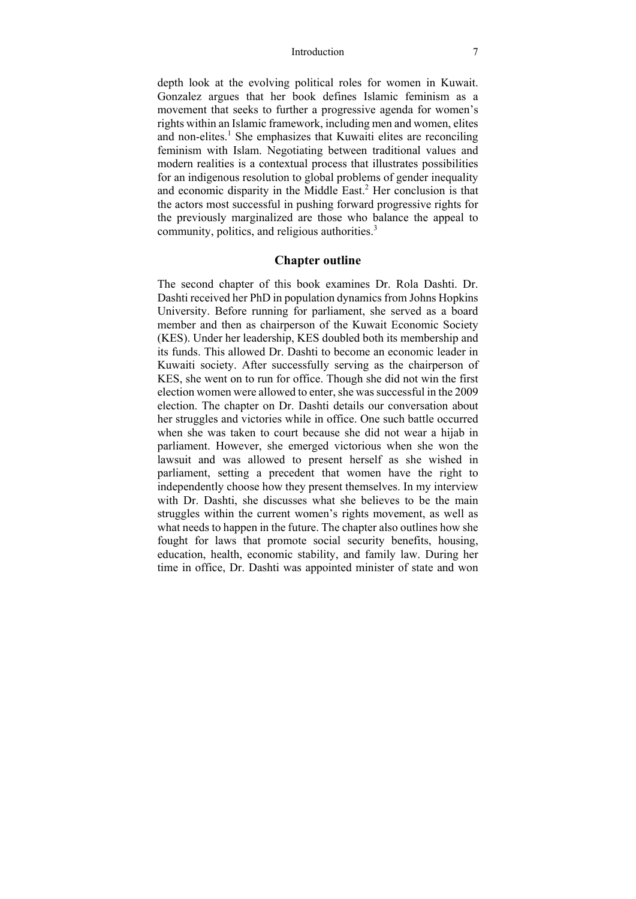depth look at the evolving political roles for women in Kuwait. Gonzalez argues that her book defines Islamic feminism as a movement that seeks to further a progressive agenda for women's rights within an Islamic framework, including men and women, elites and non-elites.[1] She emphasizes that Kuwaiti elites are reconciling feminism with Islam. Negotiating between traditional values and modern realities is a contextual process that illustrates possibilities for an indigenous resolution to global problems of gender inequality and economic disparity in the Middle East.[2] Her conclusion is that the actors most successful in pushing forward progressive rights for the previously marginalized are those who balance the appeal to community, politics, and religious authorities.[3]

## Chapter outline

The second chapter of this book examines Dr. Rola Dashti. Dr. Dashti received her PhD in population dynamics from Johns Hopkins University. Before running for parliament, she served as a board member and then as chairperson of the Kuwait Economic Society (KES). Under her leadership, KES doubled both its membership and its funds. This allowed Dr. Dashti to become an economic leader in Kuwaiti society. After successfully serving as the chairperson of KES, she went on to run for office. Though she did not win the first election women were allowed to enter, she was successful in the 2009 election. The chapter on Dr. Dashti details our conversation about her struggles and victories while in office. One such battle occurred when she was taken to court because she did not wear a hijab in parliament. However, she emerged victorious when she won the lawsuit and was allowed to present herself as she wished in parliament, setting a precedent that women have the right to independently choose how they present themselves. In my interview with Dr. Dashti, she discusses what she believes to be the main struggles within the current women's rights movement, as well as what needs to happen in the future. The chapter also outlines how she fought for laws that promote social security benefits, housing, education, health, economic stability, and family law. During her time in office, Dr. Dashti was appointed minister of state and won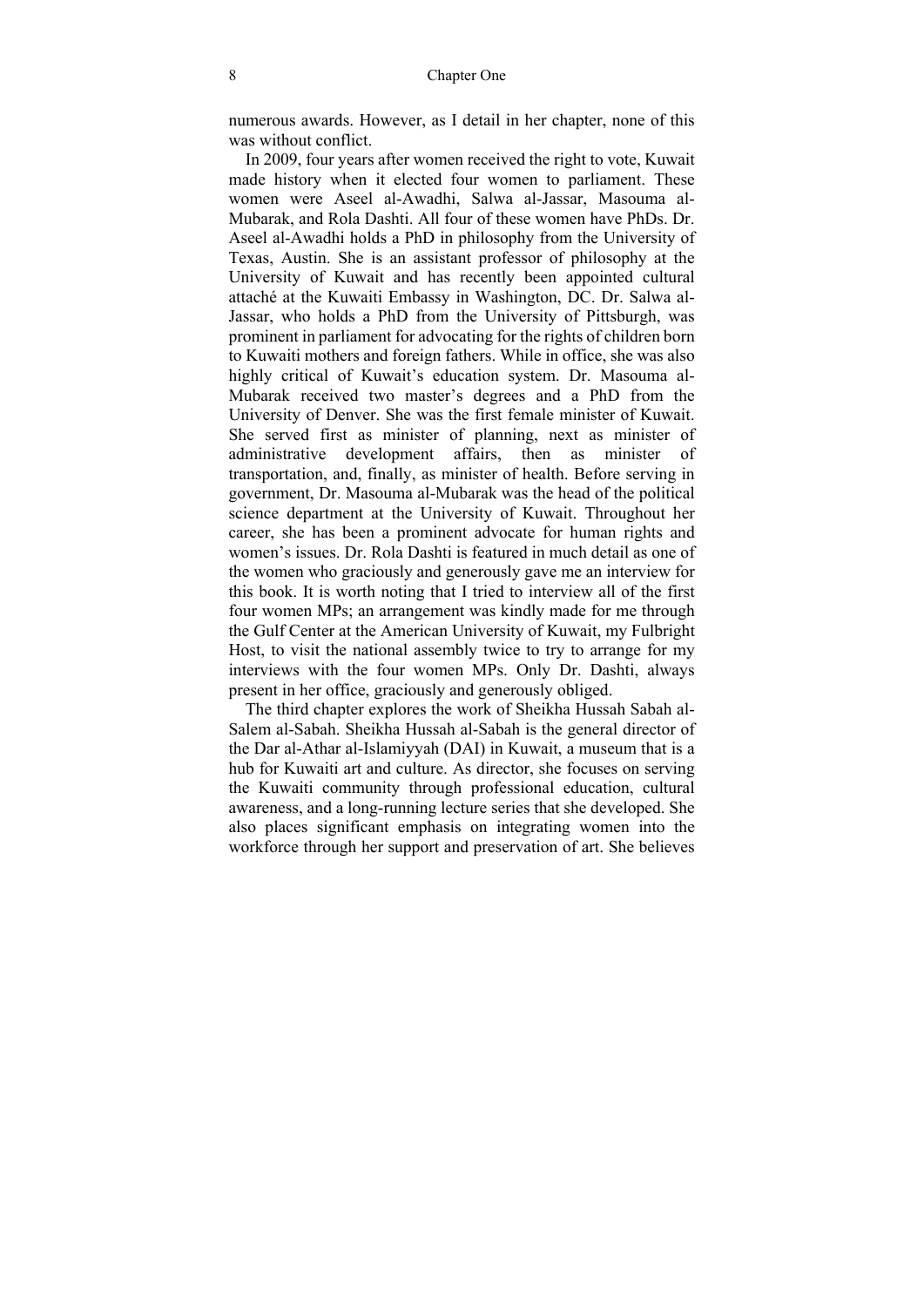numerous awards. However, as I detail in her chapter, none of this was without conflict.

In 2009, four years after women received the right to vote, Kuwait made history when it elected four women to parliament. These women were Aseel al-Awadhi, Salwa al-Jassar, Masouma al-Mubarak, and Rola Dashti. All four of these women have PhDs. Dr. Aseel al-Awadhi holds a PhD in philosophy from the University of Texas, Austin. She is an assistant professor of philosophy at the University of Kuwait and has recently been appointed cultural attaché at the Kuwaiti Embassy in Washington, DC. Dr. Salwa al-Jassar, who holds a PhD from the University of Pittsburgh, was prominent in parliament for advocating for the rights of children born to Kuwaiti mothers and foreign fathers. While in office, she was also highly critical of Kuwait's education system. Dr. Masouma al-Mubarak received two master's degrees and a PhD from the University of Denver. She was the first female minister of Kuwait. She served first as minister of planning, next as minister of administrative development affairs, then as minister of transportation, and, finally, as minister of health. Before serving in government, Dr. Masouma al-Mubarak was the head of the political science department at the University of Kuwait. Throughout her career, she has been a prominent advocate for human rights and women's issues. Dr. Rola Dashti is featured in much detail as one of the women who graciously and generously gave me an interview for this book. It is worth noting that I tried to interview all of the first four women MPs; an arrangement was kindly made for me through the Gulf Center at the American University of Kuwait, my Fulbright Host, to visit the national assembly twice to try to arrange for my interviews with the four women MPs. Only Dr. Dashti, always present in her office, graciously and generously obliged.

The third chapter explores the work of Sheikha Hussah Sabah al-Salem al-Sabah. Sheikha Hussah al-Sabah is the general director of the Dar al-Athar al-Islamiyyah (DAI) in Kuwait, a museum that is a hub for Kuwaiti art and culture. As director, she focuses on serving the Kuwaiti community through professional education, cultural awareness, and a long-running lecture series that she developed. She also places significant emphasis on integrating women into the workforce through her support and preservation of art. She believes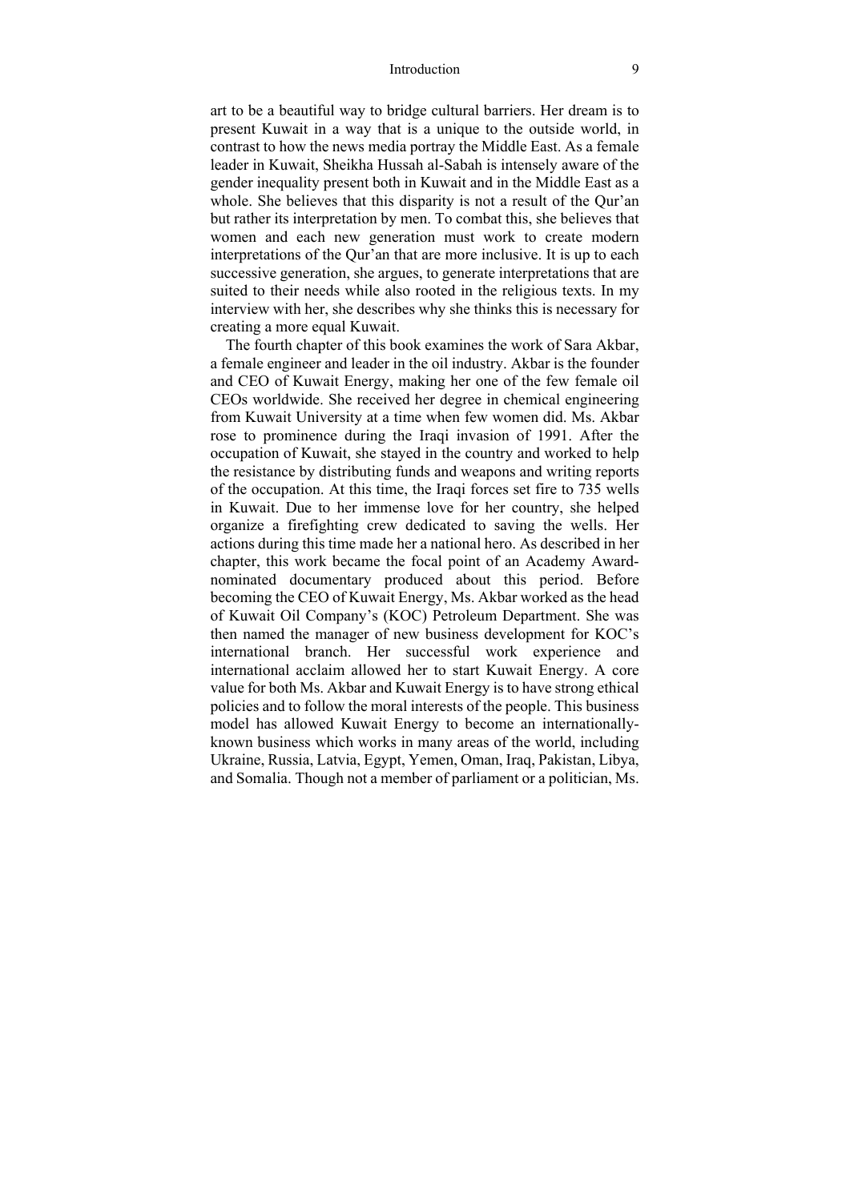art to be a beautiful way to bridge cultural barriers. Her dream is to present Kuwait in a way that is a unique to the outside world, in contrast to how the news media portray the Middle East. As a female leader in Kuwait, Sheikha Hussah al-Sabah is intensely aware of the gender inequality present both in Kuwait and in the Middle East as a whole. She believes that this disparity is not a result of the Qur'an but rather its interpretation by men. To combat this, she believes that women and each new generation must work to create modern interpretations of the Qur'an that are more inclusive. It is up to each successive generation, she argues, to generate interpretations that are suited to their needs while also rooted in the religious texts. In my interview with her, she describes why she thinks this is necessary for creating a more equal Kuwait.

The fourth chapter of this book examines the work of Sara Akbar, a female engineer and leader in the oil industry. Akbar is the founder and CEO of Kuwait Energy, making her one of the few female oil CEOs worldwide. She received her degree in chemical engineering from Kuwait University at a time when few women did. Ms. Akbar rose to prominence during the Iraqi invasion of 1991. After the occupation of Kuwait, she stayed in the country and worked to help the resistance by distributing funds and weapons and writing reports of the occupation. At this time, the Iraqi forces set fire to 735 wells in Kuwait. Due to her immense love for her country, she helped organize a firefighting crew dedicated to saving the wells. Her actions during this time made her a national hero. As described in her chapter, this work became the focal point of an Academy Award-nominated documentary produced about this period. Before becoming the CEO of Kuwait Energy, Ms. Akbar worked as the head of Kuwait Oil Company's (KOC) Petroleum Department. She was then named the manager of new business development for KOC's international branch. Her successful work experience and international acclaim allowed her to start Kuwait Energy. A core value for both Ms. Akbar and Kuwait Energy is to have strong ethical policies and to follow the moral interests of the people. This business model has allowed Kuwait Energy to become an internationally-known business which works in many areas of the world, including Ukraine, Russia, Latvia, Egypt, Yemen, Oman, Iraq, Pakistan, Libya, and Somalia. Though not a member of parliament or a politician, Ms.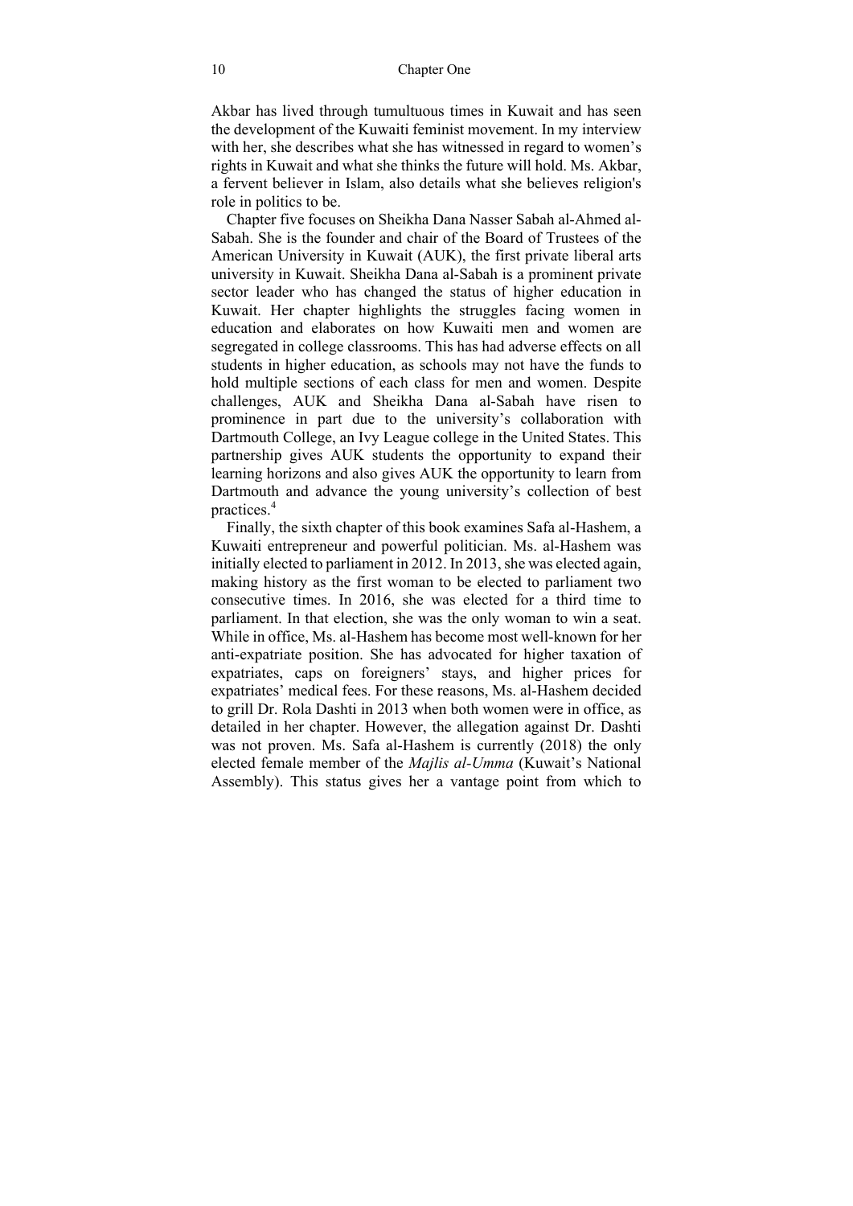Akbar has lived through tumultuous times in Kuwait and has seen the development of the Kuwaiti feminist movement. In my interview with her, she describes what she has witnessed in regard to women's rights in Kuwait and what she thinks the future will hold. Ms. Akbar, a fervent believer in Islam, also details what she believes religion's role in politics to be.

Chapter five focuses on Sheikha Dana Nasser Sabah al-Ahmed al-Sabah. She is the founder and chair of the Board of Trustees of the American University in Kuwait (AUK), the first private liberal arts university in Kuwait. Sheikha Dana al-Sabah is a prominent private sector leader who has changed the status of higher education in Kuwait. Her chapter highlights the struggles facing women in education and elaborates on how Kuwaiti men and women are segregated in college classrooms. This has had adverse effects on all students in higher education, as schools may not have the funds to hold multiple sections of each class for men and women. Despite challenges, AUK and Sheikha Dana al-Sabah have risen to prominence in part due to the university's collaboration with Dartmouth College, an Ivy League college in the United States. This partnership gives AUK students the opportunity to expand their learning horizons and also gives AUK the opportunity to learn from Dartmouth and advance the young university's collection of best practices.[4]

Finally, the sixth chapter of this book examines Safa al-Hashem, a Kuwaiti entrepreneur and powerful politician. Ms. al-Hashem was initially elected to parliament in 2012. In 2013, she was elected again, making history as the first woman to be elected to parliament two consecutive times. In 2016, she was elected for a third time to parliament. In that election, she was the only woman to win a seat. While in office, Ms. al-Hashem has become most well-known for her anti-expatriate position. She has advocated for higher taxation of expatriates, caps on foreigners' stays, and higher prices for expatriates' medical fees. For these reasons, Ms. al-Hashem decided to grill Dr. Rola Dashti in 2013 when both women were in office, as detailed in her chapter. However, the allegation against Dr. Dashti was not proven. Ms. Safa al-Hashem is currently (2018) the only elected female member of the *Majlis al-Umma* (Kuwait's National Assembly). This status gives her a vantage point from which to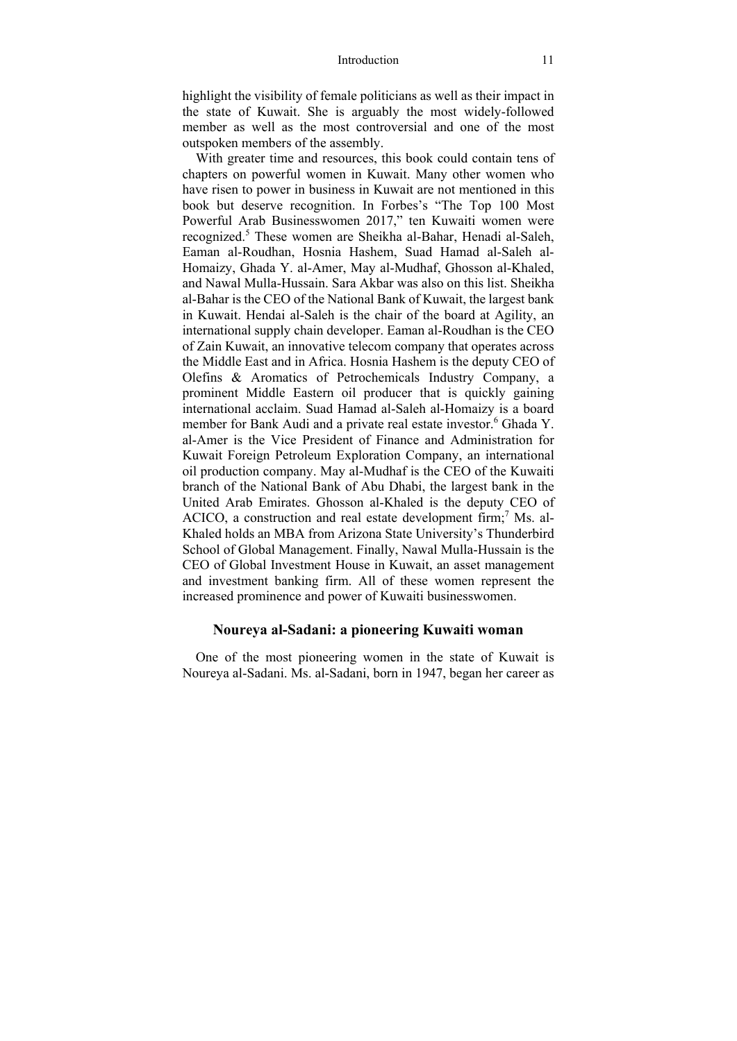highlight the visibility of female politicians as well as their impact in the state of Kuwait. She is arguably the most widely-followed member as well as the most controversial and one of the most outspoken members of the assembly.

With greater time and resources, this book could contain tens of chapters on powerful women in Kuwait. Many other women who have risen to power in business in Kuwait are not mentioned in this book but deserve recognition. In Forbes's "The Top 100 Most Powerful Arab Businesswomen 2017," ten Kuwaiti women were recognized.[5] These women are Sheikha al-Bahar, Henadi al-Saleh, Eaman al-Roudhan, Hosnia Hashem, Suad Hamad al-Saleh al-Homaizy, Ghada Y. al-Amer, May al-Mudhaf, Ghosson al-Khaled, and Nawal Mulla-Hussain. Sara Akbar was also on this list. Sheikha al-Bahar is the CEO of the National Bank of Kuwait, the largest bank in Kuwait. Hendai al-Saleh is the chair of the board at Agility, an international supply chain developer. Eaman al-Roudhan is the CEO of Zain Kuwait, an innovative telecom company that operates across the Middle East and in Africa. Hosnia Hashem is the deputy CEO of Olefins & Aromatics of Petrochemicals Industry Company, a prominent Middle Eastern oil producer that is quickly gaining international acclaim. Suad Hamad al-Saleh al-Homaizy is a board member for Bank Audi and a private real estate investor.[6] Ghada Y. al-Amer is the Vice President of Finance and Administration for Kuwait Foreign Petroleum Exploration Company, an international oil production company. May al-Mudhaf is the CEO of the Kuwaiti branch of the National Bank of Abu Dhabi, the largest bank in the United Arab Emirates. Ghosson al-Khaled is the deputy CEO of ACICO, a construction and real estate development firm;[7] Ms. al-Khaled holds an MBA from Arizona State University's Thunderbird School of Global Management. Finally, Nawal Mulla-Hussain is the CEO of Global Investment House in Kuwait, an asset management and investment banking firm. All of these women represent the increased prominence and power of Kuwaiti businesswomen.

## Noureya al-Sadani: a pioneering Kuwaiti woman

One of the most pioneering women in the state of Kuwait is Noureya al-Sadani. Ms. al-Sadani, born in 1947, began her career as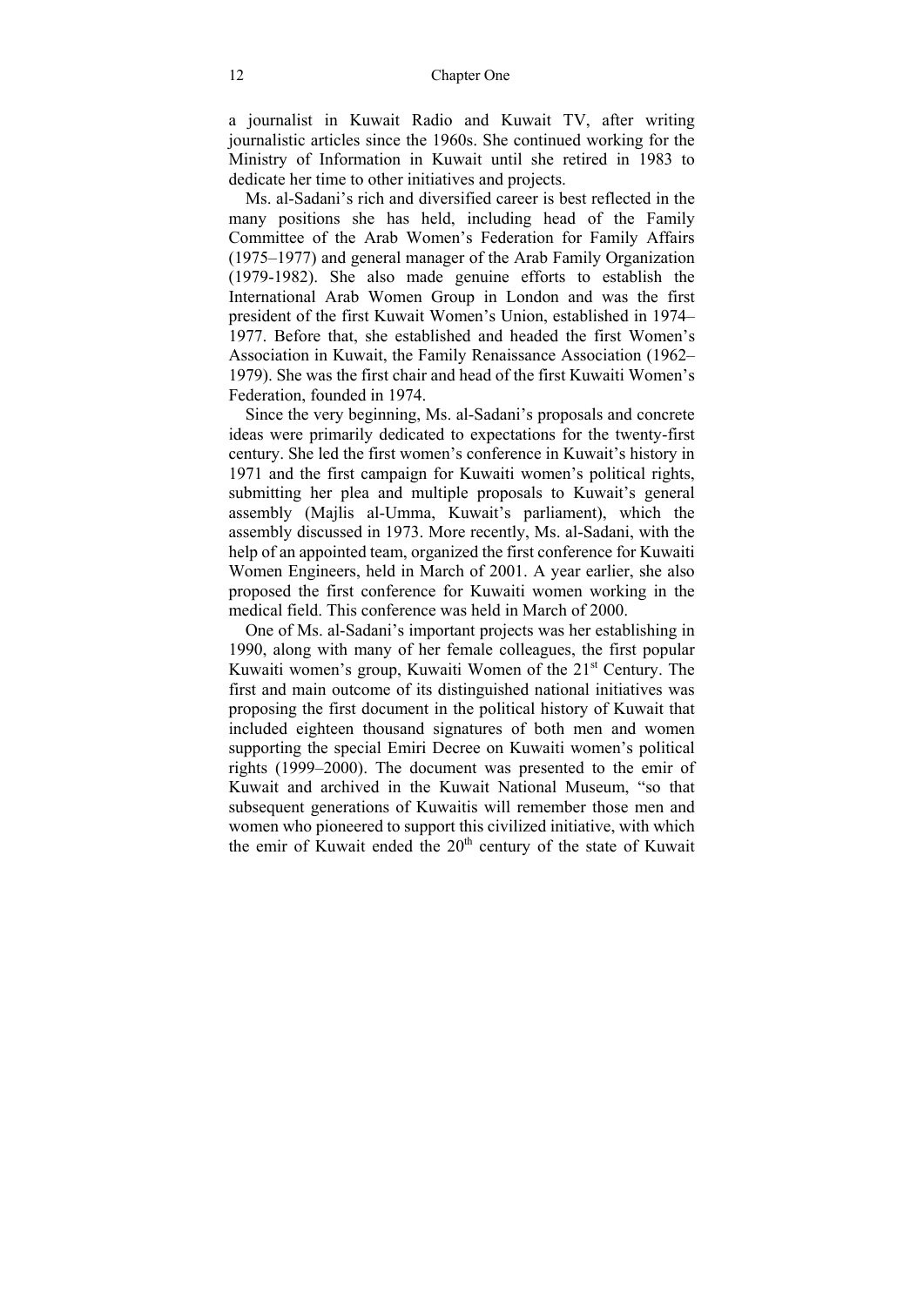a journalist in Kuwait Radio and Kuwait TV, after writing journalistic articles since the 1960s. She continued working for the Ministry of Information in Kuwait until she retired in 1983 to dedicate her time to other initiatives and projects.

Ms. al-Sadani's rich and diversified career is best reflected in the many positions she has held, including head of the Family Committee of the Arab Women's Federation for Family Affairs (1975–1977) and general manager of the Arab Family Organization (1979-1982). She also made genuine efforts to establish the International Arab Women Group in London and was the first president of the first Kuwait Women's Union, established in 1974–1977. Before that, she established and headed the first Women's Association in Kuwait, the Family Renaissance Association (1962–1979). She was the first chair and head of the first Kuwaiti Women's Federation, founded in 1974.

Since the very beginning, Ms. al-Sadani's proposals and concrete ideas were primarily dedicated to expectations for the twenty-first century. She led the first women's conference in Kuwait's history in 1971 and the first campaign for Kuwaiti women's political rights, submitting her plea and multiple proposals to Kuwait's general assembly (Majlis al-Umma, Kuwait's parliament), which the assembly discussed in 1973. More recently, Ms. al-Sadani, with the help of an appointed team, organized the first conference for Kuwaiti Women Engineers, held in March of 2001. A year earlier, she also proposed the first conference for Kuwaiti women working in the medical field. This conference was held in March of 2000.

One of Ms. al-Sadani's important projects was her establishing in 1990, along with many of her female colleagues, the first popular Kuwaiti women's group, Kuwaiti Women of the 21st Century. The first and main outcome of its distinguished national initiatives was proposing the first document in the political history of Kuwait that included eighteen thousand signatures of both men and women supporting the special Emiri Decree on Kuwaiti women's political rights (1999–2000). The document was presented to the emir of Kuwait and archived in the Kuwait National Museum, "so that subsequent generations of Kuwaitis will remember those men and women who pioneered to support this civilized initiative, with which the emir of Kuwait ended the 20th century of the state of Kuwait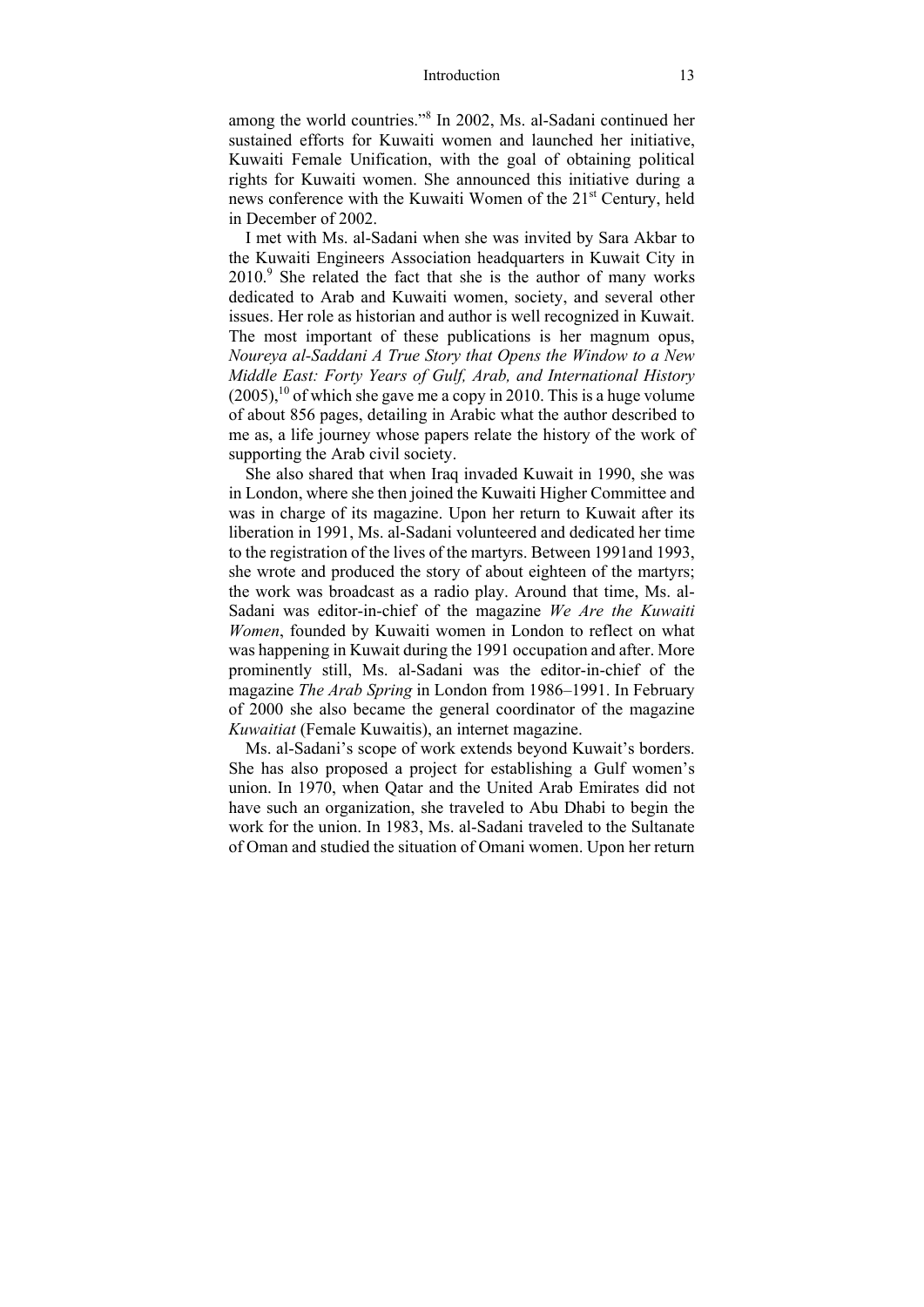among the world countries."[8] In 2002, Ms. al-Sadani continued her sustained efforts for Kuwaiti women and launched her initiative, Kuwaiti Female Unification, with the goal of obtaining political rights for Kuwaiti women. She announced this initiative during a news conference with the Kuwaiti Women of the 21st Century, held in December of 2002.

I met with Ms. al-Sadani when she was invited by Sara Akbar to the Kuwaiti Engineers Association headquarters in Kuwait City in 2010.[9] She related the fact that she is the author of many works dedicated to Arab and Kuwaiti women, society, and several other issues. Her role as historian and author is well recognized in Kuwait. The most important of these publications is her magnum opus, *Noureya al-Saddani A True Story that Opens the Window to a New Middle East: Forty Years of Gulf, Arab, and International History* (2005),[10] of which she gave me a copy in 2010. This is a huge volume of about 856 pages, detailing in Arabic what the author described to me as, a life journey whose papers relate the history of the work of supporting the Arab civil society.

She also shared that when Iraq invaded Kuwait in 1990, she was in London, where she then joined the Kuwaiti Higher Committee and was in charge of its magazine. Upon her return to Kuwait after its liberation in 1991, Ms. al-Sadani volunteered and dedicated her time to the registration of the lives of the martyrs. Between 1991and 1993, she wrote and produced the story of about eighteen of the martyrs; the work was broadcast as a radio play. Around that time, Ms. al-Sadani was editor-in-chief of the magazine *We Are the Kuwaiti Women*, founded by Kuwaiti women in London to reflect on what was happening in Kuwait during the 1991 occupation and after. More prominently still, Ms. al-Sadani was the editor-in-chief of the magazine *The Arab Spring* in London from 1986–1991. In February of 2000 she also became the general coordinator of the magazine *Kuwaitiat* (Female Kuwaitis), an internet magazine.

Ms. al-Sadani's scope of work extends beyond Kuwait's borders. She has also proposed a project for establishing a Gulf women's union. In 1970, when Qatar and the United Arab Emirates did not have such an organization, she traveled to Abu Dhabi to begin the work for the union. In 1983, Ms. al-Sadani traveled to the Sultanate of Oman and studied the situation of Omani women. Upon her return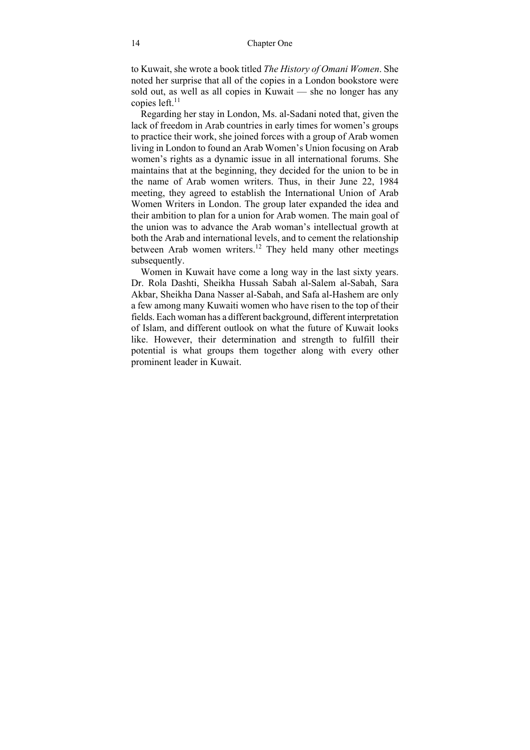to Kuwait, she wrote a book titled *The History of Omani Women*. She noted her surprise that all of the copies in a London bookstore were sold out, as well as all copies in Kuwait — she no longer has any copies left.[11]

Regarding her stay in London, Ms. al-Sadani noted that, given the lack of freedom in Arab countries in early times for women's groups to practice their work, she joined forces with a group of Arab women living in London to found an Arab Women's Union focusing on Arab women's rights as a dynamic issue in all international forums. She maintains that at the beginning, they decided for the union to be in the name of Arab women writers. Thus, in their June 22, 1984 meeting, they agreed to establish the International Union of Arab Women Writers in London. The group later expanded the idea and their ambition to plan for a union for Arab women. The main goal of the union was to advance the Arab woman's intellectual growth at both the Arab and international levels, and to cement the relationship between Arab women writers.[12] They held many other meetings subsequently.

Women in Kuwait have come a long way in the last sixty years. Dr. Rola Dashti, Sheikha Hussah Sabah al-Salem al-Sabah, Sara Akbar, Sheikha Dana Nasser al-Sabah, and Safa al-Hashem are only a few among many Kuwaiti women who have risen to the top of their fields. Each woman has a different background, different interpretation of Islam, and different outlook on what the future of Kuwait looks like. However, their determination and strength to fulfill their potential is what groups them together along with every other prominent leader in Kuwait.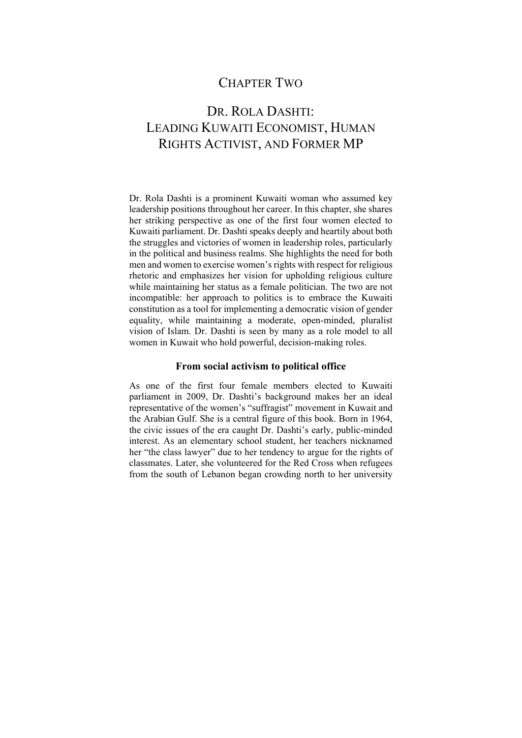# CHAPTER TWO

# DR. ROLA DASHTI: LEADING KUWAITI ECONOMIST, HUMAN RIGHTS ACTIVIST, AND FORMER MP

Dr. Rola Dashti is a prominent Kuwaiti woman who assumed key leadership positions throughout her career. In this chapter, she shares her striking perspective as one of the first four women elected to Kuwaiti parliament. Dr. Dashti speaks deeply and heartily about both the struggles and victories of women in leadership roles, particularly in the political and business realms. She highlights the need for both men and women to exercise women's rights with respect for religious rhetoric and emphasizes her vision for upholding religious culture while maintaining her status as a female politician. The two are not incompatible: her approach to politics is to embrace the Kuwaiti constitution as a tool for implementing a democratic vision of gender equality, while maintaining a moderate, open-minded, pluralist vision of Islam. Dr. Dashti is seen by many as a role model to all women in Kuwait who hold powerful, decision-making roles.

## From social activism to political office

As one of the first four female members elected to Kuwaiti parliament in 2009, Dr. Dashti's background makes her an ideal representative of the women's "suffragist" movement in Kuwait and the Arabian Gulf. She is a central figure of this book. Born in 1964, the civic issues of the era caught Dr. Dashti's early, public-minded interest. As an elementary school student, her teachers nicknamed her "the class lawyer" due to her tendency to argue for the rights of classmates. Later, she volunteered for the Red Cross when refugees from the south of Lebanon began crowding north to her university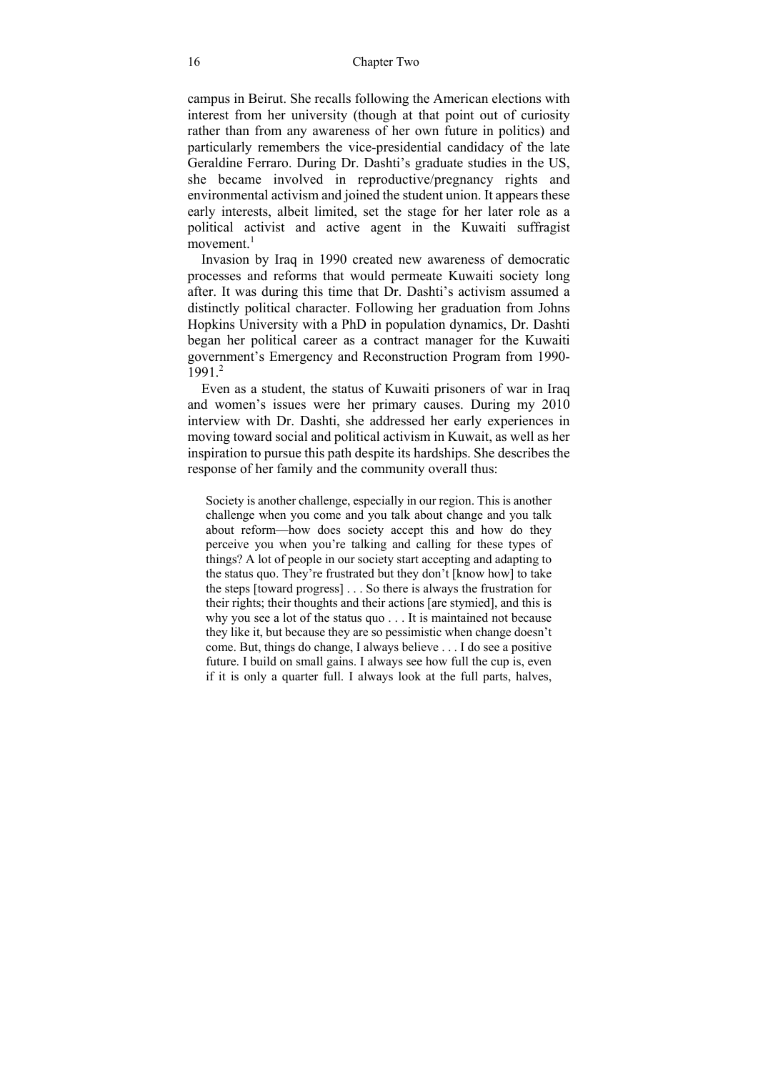campus in Beirut. She recalls following the American elections with interest from her university (though at that point out of curiosity rather than from any awareness of her own future in politics) and particularly remembers the vice-presidential candidacy of the late Geraldine Ferraro. During Dr. Dashti's graduate studies in the US, she became involved in reproductive/pregnancy rights and environmental activism and joined the student union. It appears these early interests, albeit limited, set the stage for her later role as a political activist and active agent in the Kuwaiti suffragist movement.[1]

Invasion by Iraq in 1990 created new awareness of democratic processes and reforms that would permeate Kuwaiti society long after. It was during this time that Dr. Dashti's activism assumed a distinctly political character. Following her graduation from Johns Hopkins University with a PhD in population dynamics, Dr. Dashti began her political career as a contract manager for the Kuwaiti government's Emergency and Reconstruction Program from 1990-1991.[2]

Even as a student, the status of Kuwaiti prisoners of war in Iraq and women's issues were her primary causes. During my 2010 interview with Dr. Dashti, she addressed her early experiences in moving toward social and political activism in Kuwait, as well as her inspiration to pursue this path despite its hardships. She describes the response of her family and the community overall thus:

> Society is another challenge, especially in our region. This is another challenge when you come and you talk about change and you talk about reform—how does society accept this and how do they perceive you when you're talking and calling for these types of things? A lot of people in our society start accepting and adapting to the status quo. They're frustrated but they don't [know how] to take the steps [toward progress] . . . So there is always the frustration for their rights; their thoughts and their actions [are stymied], and this is why you see a lot of the status quo . . . It is maintained not because they like it, but because they are so pessimistic when change doesn't come. But, things do change, I always believe . . . I do see a positive future. I build on small gains. I always see how full the cup is, even if it is only a quarter full. I always look at the full parts, halves,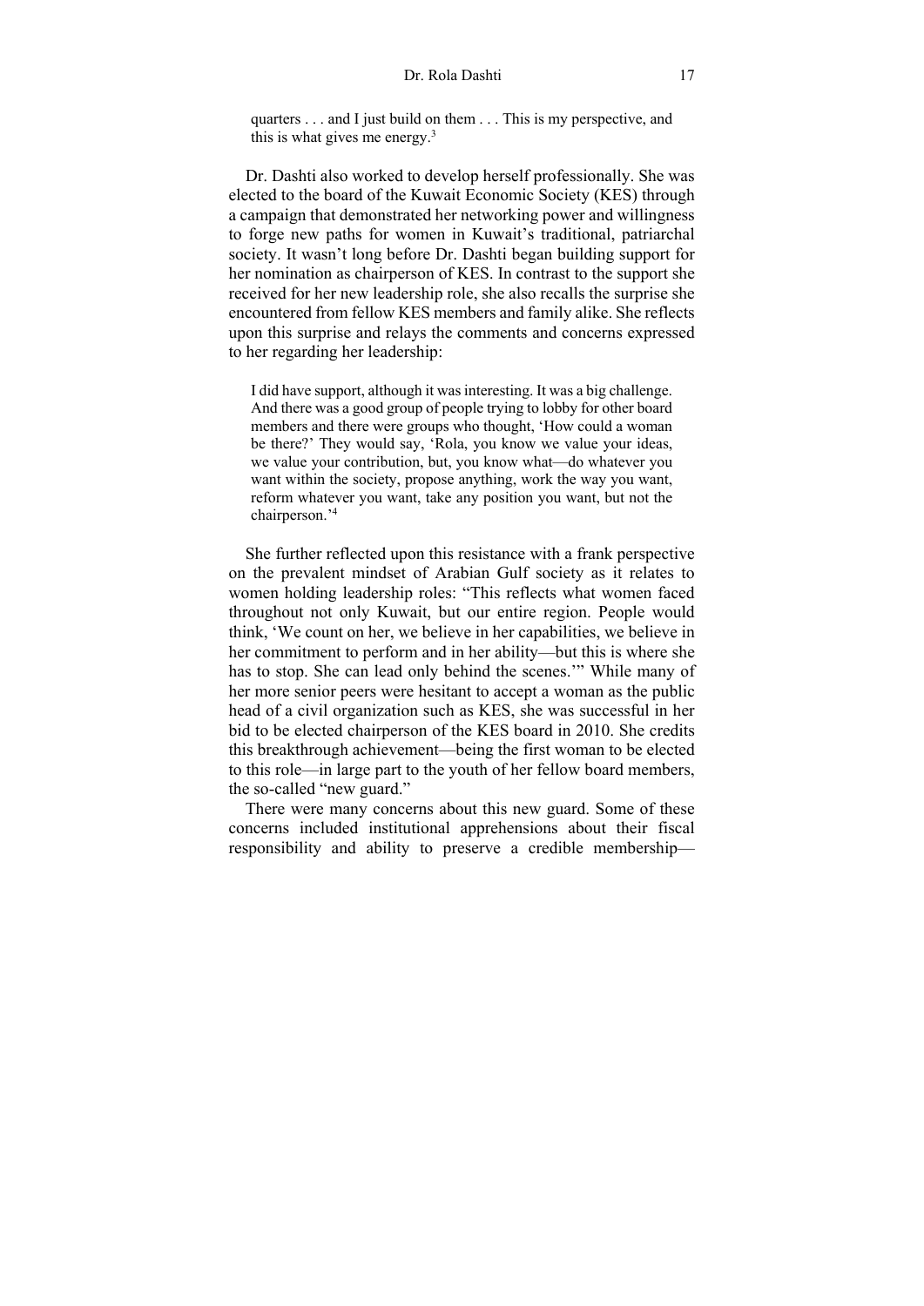> quarters . . . and I just build on them . . . This is my perspective, and this is what gives me energy.[3]

Dr. Dashti also worked to develop herself professionally. She was elected to the board of the Kuwait Economic Society (KES) through a campaign that demonstrated her networking power and willingness to forge new paths for women in Kuwait's traditional, patriarchal society. It wasn't long before Dr. Dashti began building support for her nomination as chairperson of KES. In contrast to the support she received for her new leadership role, she also recalls the surprise she encountered from fellow KES members and family alike. She reflects upon this surprise and relays the comments and concerns expressed to her regarding her leadership:

> I did have support, although it was interesting. It was a big challenge. And there was a good group of people trying to lobby for other board members and there were groups who thought, 'How could a woman be there?' They would say, 'Rola, you know we value your ideas, we value your contribution, but, you know what—do whatever you want within the society, propose anything, work the way you want, reform whatever you want, take any position you want, but not the chairperson.'[4]

She further reflected upon this resistance with a frank perspective on the prevalent mindset of Arabian Gulf society as it relates to women holding leadership roles: "This reflects what women faced throughout not only Kuwait, but our entire region. People would think, 'We count on her, we believe in her capabilities, we believe in her commitment to perform and in her ability—but this is where she has to stop. She can lead only behind the scenes.'" While many of her more senior peers were hesitant to accept a woman as the public head of a civil organization such as KES, she was successful in her bid to be elected chairperson of the KES board in 2010. She credits this breakthrough achievement—being the first woman to be elected to this role—in large part to the youth of her fellow board members, the so-called "new guard."

There were many concerns about this new guard. Some of these concerns included institutional apprehensions about their fiscal responsibility and ability to preserve a credible membership—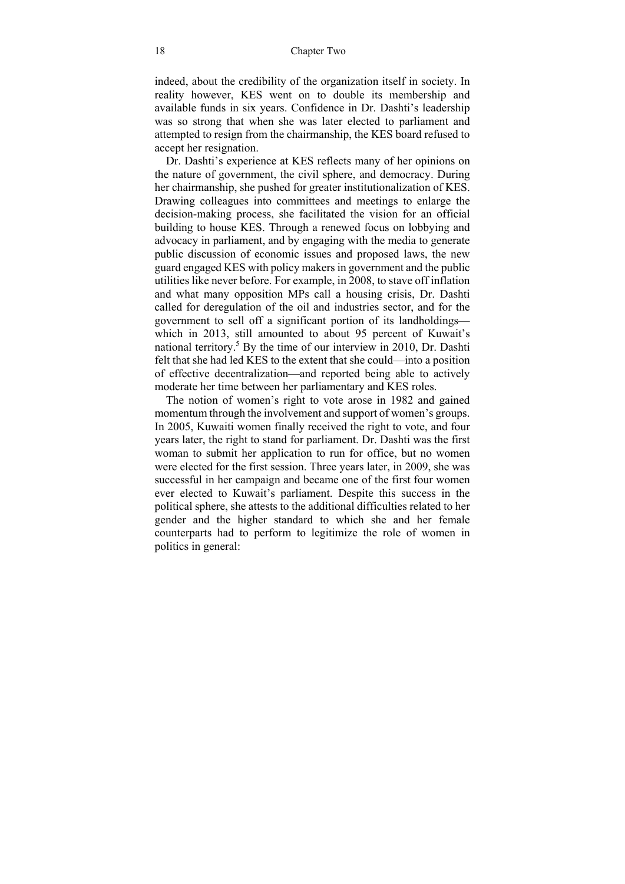indeed, about the credibility of the organization itself in society. In reality however, KES went on to double its membership and available funds in six years. Confidence in Dr. Dashti's leadership was so strong that when she was later elected to parliament and attempted to resign from the chairmanship, the KES board refused to accept her resignation.

Dr. Dashti's experience at KES reflects many of her opinions on the nature of government, the civil sphere, and democracy. During her chairmanship, she pushed for greater institutionalization of KES. Drawing colleagues into committees and meetings to enlarge the decision-making process, she facilitated the vision for an official building to house KES. Through a renewed focus on lobbying and advocacy in parliament, and by engaging with the media to generate public discussion of economic issues and proposed laws, the new guard engaged KES with policy makers in government and the public utilities like never before. For example, in 2008, to stave off inflation and what many opposition MPs call a housing crisis, Dr. Dashti called for deregulation of the oil and industries sector, and for the government to sell off a significant portion of its landholdings—which in 2013, still amounted to about 95 percent of Kuwait's national territory.[5] By the time of our interview in 2010, Dr. Dashti felt that she had led KES to the extent that she could—into a position of effective decentralization—and reported being able to actively moderate her time between her parliamentary and KES roles.

The notion of women's right to vote arose in 1982 and gained momentum through the involvement and support of women's groups. In 2005, Kuwaiti women finally received the right to vote, and four years later, the right to stand for parliament. Dr. Dashti was the first woman to submit her application to run for office, but no women were elected for the first session. Three years later, in 2009, she was successful in her campaign and became one of the first four women ever elected to Kuwait's parliament. Despite this success in the political sphere, she attests to the additional difficulties related to her gender and the higher standard to which she and her female counterparts had to perform to legitimize the role of women in politics in general: